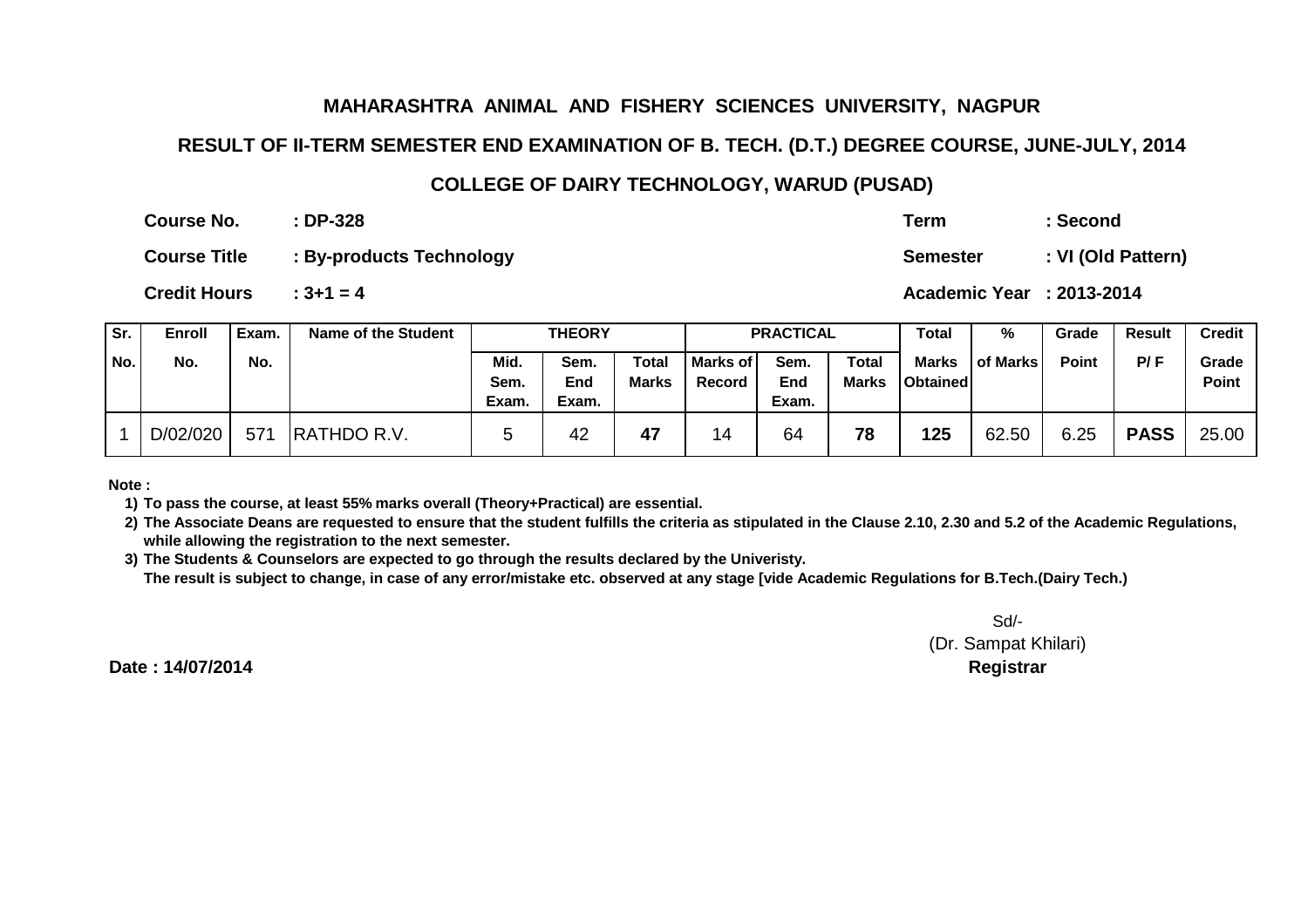## MAHARASHTRA ANIMAL AND FISHERY SCIENCES UNIVERSITY, NAGPUR

### RESULT OF II-TERM SEMESTER END EXAMINATION OF B. TECH. (D.T.) DEGREE COURSE, JUNE-JULY, 2014

### COLLEGE OF DAIRY TECHNOLOGY, WARUD (PUSAD)

**Course No.** : **DP-328** | **Term** : **Second**

**Course Title** : **By-products Technology** | **Semester** : **VI (Old Pattern)**

**Credit Hours** : **3+1 = 4** | **Academic Year** : **2013-2014**

| Sr. No. | Enroll No. | Exam. No. | Name of the Student | THEORY | | | PRACTICAL | | | Total Marks Obtained | % of Marks | Grade Point | Result P/ F | Credit Grade Point |
|---|---|---|---|---|---|---|---|---|---|---|---|---|---|---|
| | | | | Mid. Sem. Exam. | Sem. End Exam. | Total Marks | Marks of Record | Sem. End Exam. | Total Marks | | | | | |
| 1 | D/02/020 | 571 | RATHDO R.V. | 5 | 42 | **47** | 14 | 64 | **78** | **125** | 62.50 | 6.25 | **PASS** | 25.00 |

**Note :**

1) **To pass the course, at least 55% marks overall (Theory+Practical) are essential.**
2) **The Associate Deans are requested to ensure that the student fulfills the criteria as stipulated in the Clause 2.10, 2.30 and 5.2 of the Academic Regulations, while allowing the registration to the next semester.**
3) **The Students & Counselors are expected to go through the results declared by the Univeristy.**
   **The result is subject to change, in case of any error/mistake etc. observed at any stage [vide Academic Regulations for B.Tech.(Dairy Tech.)**

Sd/-
(Dr. Sampat Khilari)
**Registrar**

**Date : 14/07/2014**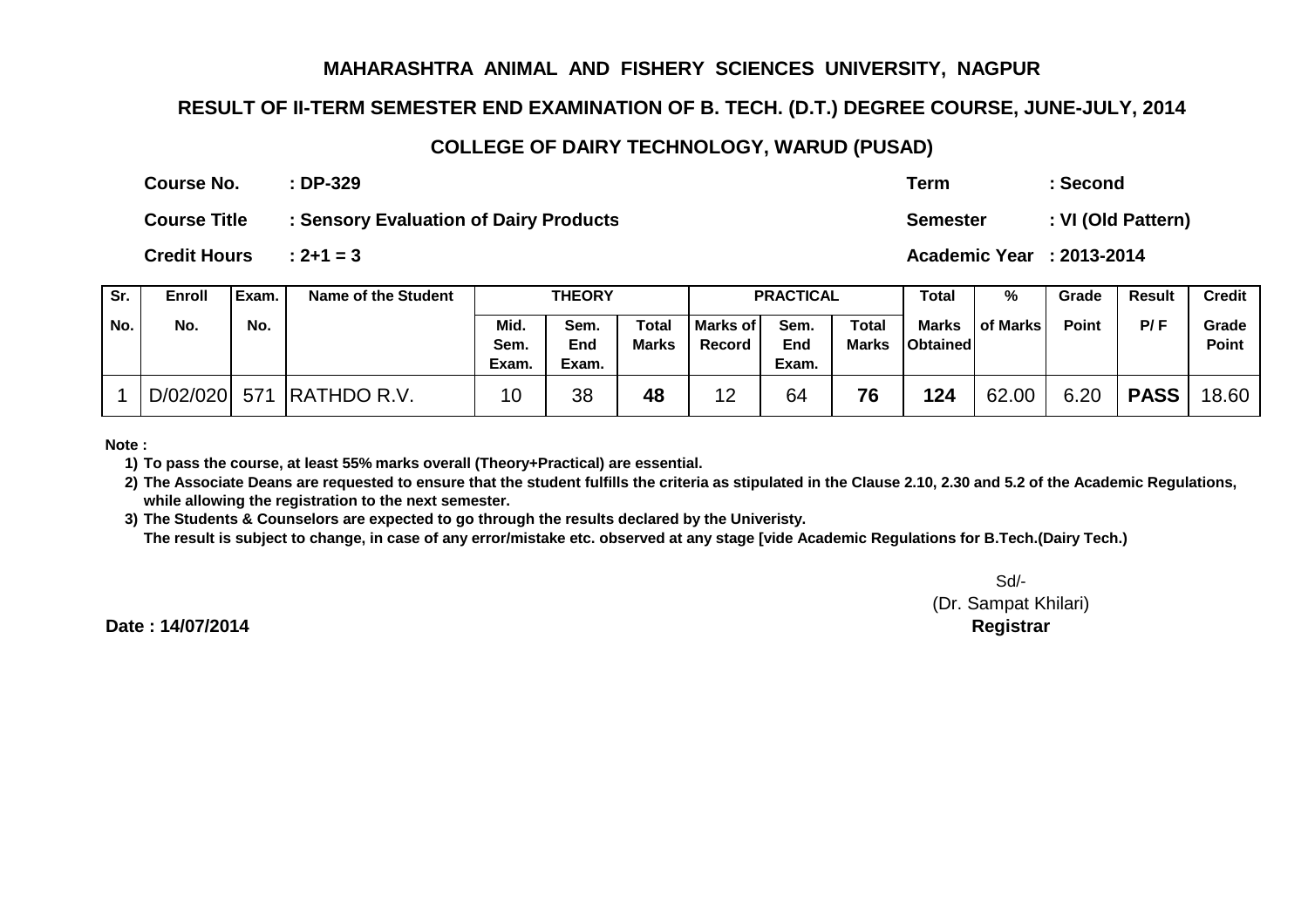# MAHARASHTRA ANIMAL AND FISHERY SCIENCES UNIVERSITY, NAGPUR

## RESULT OF II-TERM SEMESTER END EXAMINATION OF B. TECH. (D.T.) DEGREE COURSE, JUNE-JULY, 2014

## COLLEGE OF DAIRY TECHNOLOGY, WARUD (PUSAD)

**Course No.** : DP-329  
**Course Title** : Sensory Evaluation of Dairy Products  
**Credit Hours** : 2+1 = 3

**Term** : Second  
**Semester** : VI (Old Pattern)  
**Academic Year** : 2013-2014

| Sr. No. | Enroll No. | Exam. No. | Name of the Student | THEORY | | | PRACTICAL | | | Total Marks Obtained | % of Marks | Grade Point | Result P/ F | Credit Grade Point |
|---|---|---|---|---|---|---|---|---|---|---|---|---|---|---|
| | | | | Mid. Sem. Exam. | Sem. End Exam. | Total Marks | Marks of Record | Sem. End Exam. | Total Marks | | | | | |
| 1 | D/02/020 | 571 | RATHDO R.V. | 10 | 38 | **48** | 12 | 64 | **76** | **124** | 62.00 | 6.20 | **PASS** | 18.60 |

**Note :**

1) To pass the course, at least 55% marks overall (Theory+Practical) are essential.
2) The Associate Deans are requested to ensure that the student fulfills the criteria as stipulated in the Clause 2.10, 2.30 and 5.2 of the Academic Regulations, while allowing the registration to the next semester.
3) The Students & Counselors are expected to go through the results declared by the Univeristy.  
   The result is subject to change, in case of any error/mistake etc. observed at any stage [vide Academic Regulations for B.Tech.(Dairy Tech.)

Sd/-  
(Dr. Sampat Khilari)  
**Registrar**

**Date : 14/07/2014**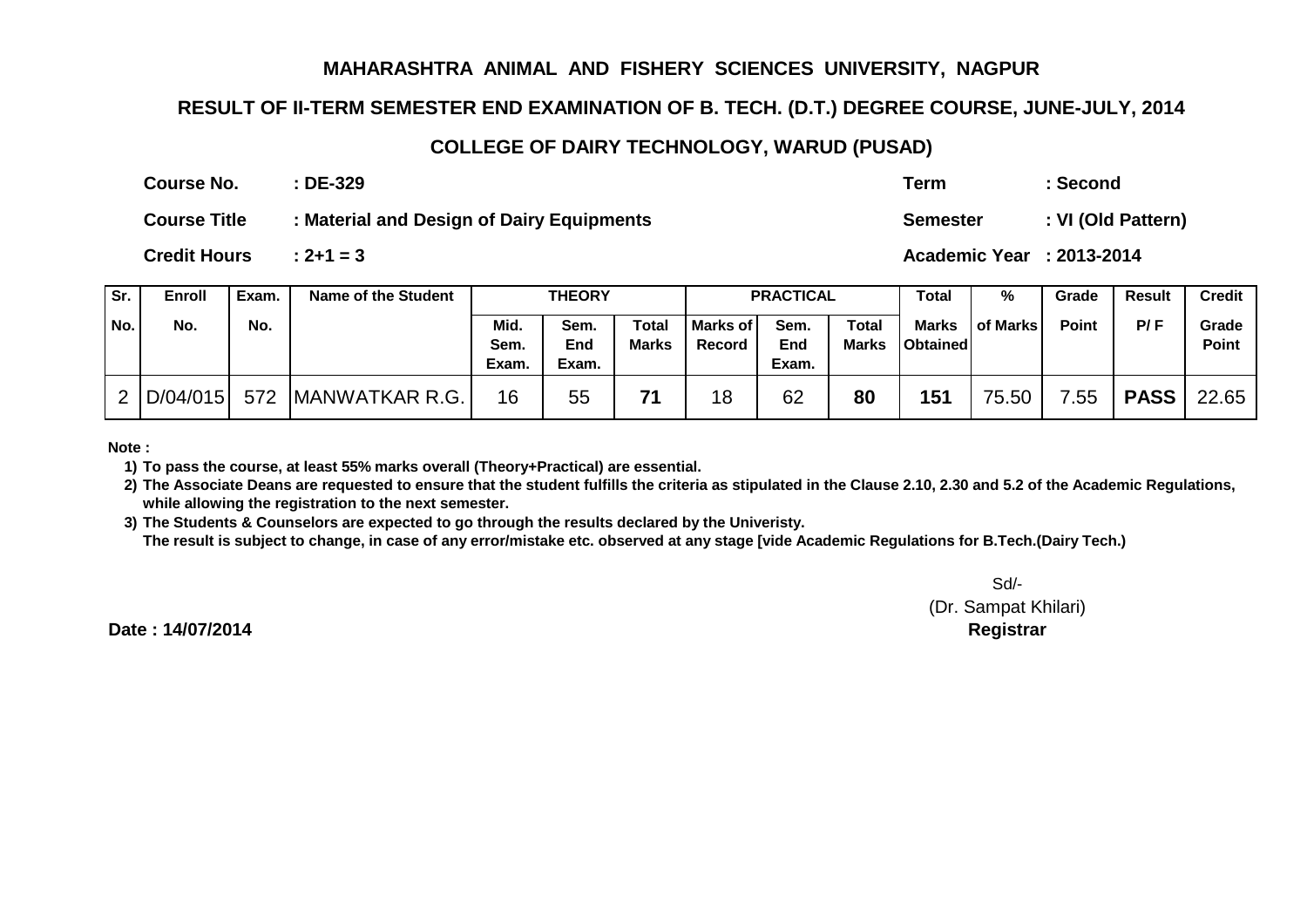# MAHARASHTRA ANIMAL AND FISHERY SCIENCES UNIVERSITY, NAGPUR

## RESULT OF II-TERM SEMESTER END EXAMINATION OF B. TECH. (D.T.) DEGREE COURSE, JUNE-JULY, 2014

## COLLEGE OF DAIRY TECHNOLOGY, WARUD (PUSAD)

**Course No.** : DE-329 **Term** : Second

**Course Title** : Material and Design of Dairy Equipments **Semester** : VI (Old Pattern)

**Credit Hours** : 2+1 = 3 **Academic Year** : 2013-2014

| Sr. No. | Enroll No. | Exam. No. | Name of the Student | THEORY | | | PRACTICAL | | | Total Marks Obtained | % of Marks | Grade Point | Result P/ F | Credit Grade Point |
|---|---|---|---|---|---|---|---|---|---|---|---|---|---|---|
| | | | | Mid. Sem. Exam. | Sem. End Exam. | Total Marks | Marks of Record | Sem. End Exam. | Total Marks | | | | | |
| 2 | D/04/015 | 572 | MANWATKAR R.G. | 16 | 55 | **71** | 18 | 62 | **80** | **151** | 75.50 | 7.55 | **PASS** | 22.65 |

**Note :**

1) **To pass the course, at least 55% marks overall (Theory+Practical) are essential.**
2) **The Associate Deans are requested to ensure that the student fulfills the criteria as stipulated in the Clause 2.10, 2.30 and 5.2 of the Academic Regulations, while allowing the registration to the next semester.**
3) **The Students & Counselors are expected to go through the results declared by the Univeristy.**
   **The result is subject to change, in case of any error/mistake etc. observed at any stage [vide Academic Regulations for B.Tech.(Dairy Tech.)**

Sd/-
(Dr. Sampat Khilari)
**Registrar**

**Date : 14/07/2014**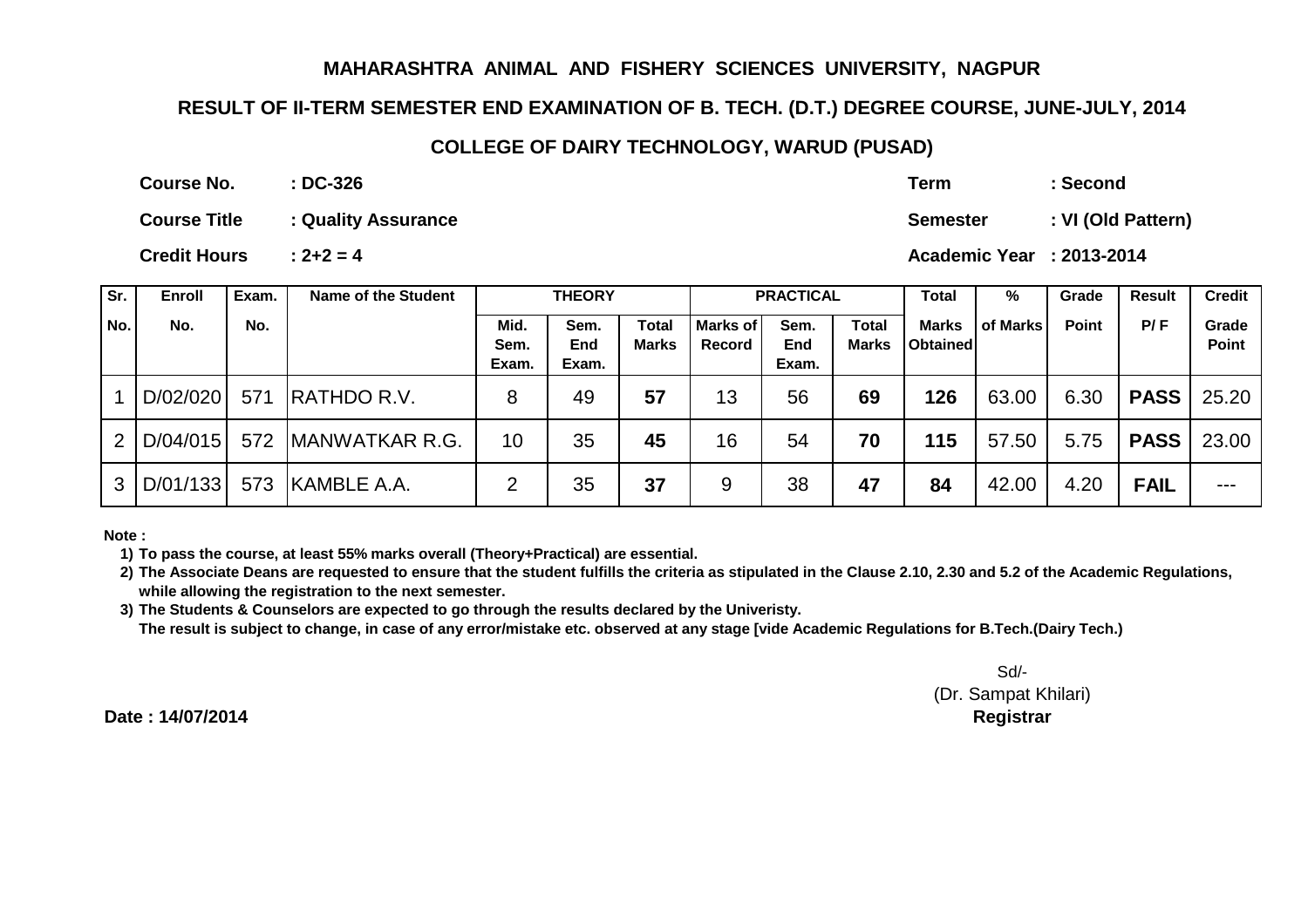# MAHARASHTRA ANIMAL AND FISHERY SCIENCES UNIVERSITY, NAGPUR

## RESULT OF II-TERM SEMESTER END EXAMINATION OF B. TECH. (D.T.) DEGREE COURSE, JUNE-JULY, 2014

## COLLEGE OF DAIRY TECHNOLOGY, WARUD (PUSAD)

**Course No.** : DC-326 **Term** : Second

**Course Title** : Quality Assurance **Semester** : VI (Old Pattern)

**Credit Hours** : 2+2 = 4 **Academic Year** : 2013-2014

| Sr. No. | Enroll No. | Exam. No. | Name of the Student | THEORY | | | PRACTICAL | | | Total Marks Obtained | % of Marks | Grade Point | Result P/ F | Credit Grade Point |
|---|---|---|---|---|---|---|---|---|---|---|---|---|---|---|
| | | | | Mid. Sem. Exam. | Sem. End Exam. | Total Marks | Marks of Record | Sem. End Exam. | Total Marks | | | | | |
| 1 | D/02/020 | 571 | RATHDO R.V. | 8 | 49 | **57** | 13 | 56 | **69** | **126** | 63.00 | 6.30 | **PASS** | 25.20 |
| 2 | D/04/015 | 572 | MANWATKAR R.G. | 10 | 35 | **45** | 16 | 54 | **70** | **115** | 57.50 | 5.75 | **PASS** | 23.00 |
| 3 | D/01/133 | 573 | KAMBLE A.A. | 2 | 35 | **37** | 9 | 38 | **47** | **84** | 42.00 | 4.20 | **FAIL** | --- |

**Note :**

1) To pass the course, at least 55% marks overall (Theory+Practical) are essential.
2) The Associate Deans are requested to ensure that the student fulfills the criteria as stipulated in the Clause 2.10, 2.30 and 5.2 of the Academic Regulations, while allowing the registration to the next semester.
3) The Students & Counselors are expected to go through the results declared by the Univeristy.
The result is subject to change, in case of any error/mistake etc. observed at any stage [vide Academic Regulations for B.Tech.(Dairy Tech.)

Sd/-
(Dr. Sampat Khilari)
**Registrar**

**Date : 14/07/2014**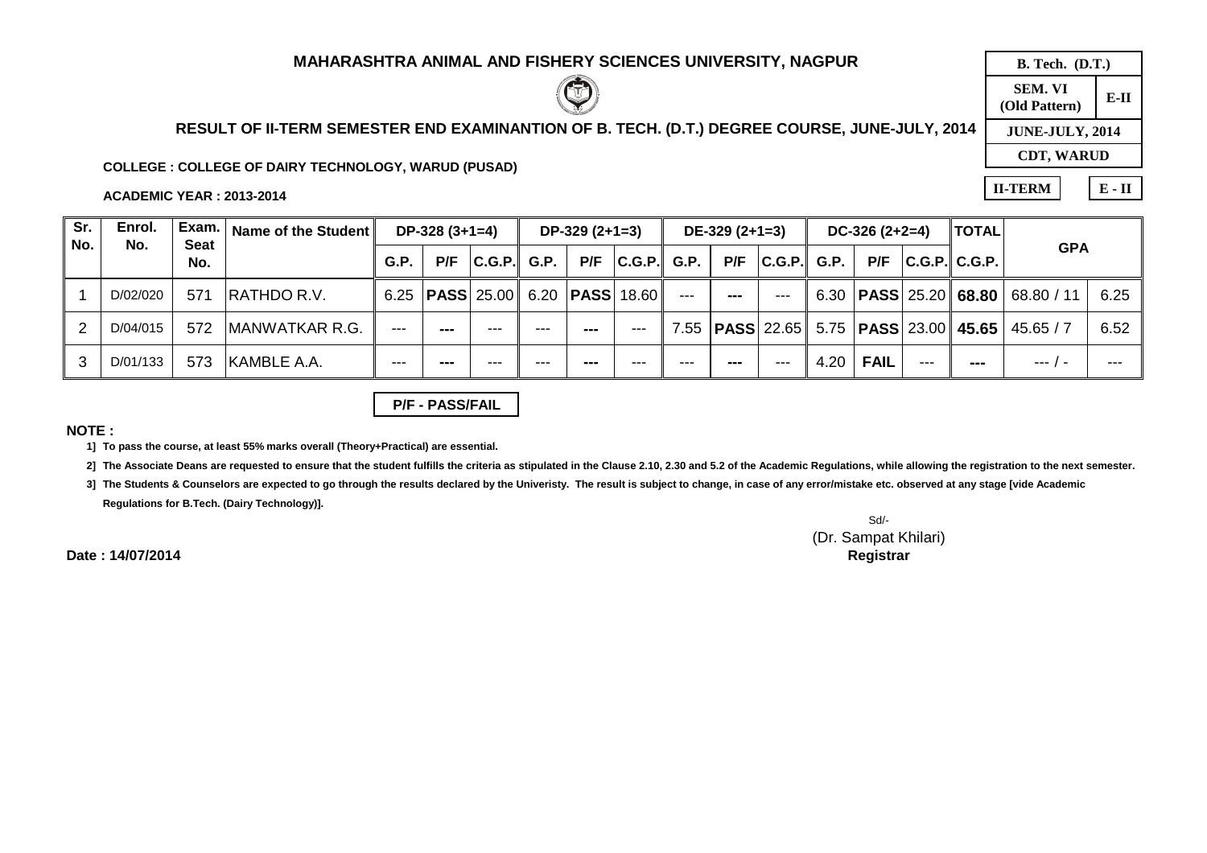# MAHARASHTRA ANIMAL AND FISHERY SCIENCES UNIVERSITY, NAGPUR

| B. Tech. (D.T.) | |
|---|---|
| SEM. VI (Old Pattern) | E-II |
| JUNE-JULY, 2014 | |
| CDT, WARUD | |

## RESULT OF II-TERM SEMESTER END EXAMINANTION OF B. TECH. (D.T.) DEGREE COURSE, JUNE-JULY, 2014

**COLLEGE : COLLEGE OF DAIRY TECHNOLOGY, WARUD (PUSAD)**

**ACADEMIC YEAR : 2013-2014**

**II-TERM** **E - II**

| Sr. No. | Enrol. No. | Exam. Seat No. | Name of the Student | DP-328 (3+1=4) | | | DP-329 (2+1=3) | | | DE-329 (2+1=3) | | | DC-326 (2+2=4) | | | TOTAL | GPA | |
|---|---|---|---|---|---|---|---|---|---|---|---|---|---|---|---|---|---|---|
| | | | | G.P. | P/F | C.G.P. | G.P. | P/F | C.G.P. | G.P. | P/F | C.G.P. | G.P. | P/F | C.G.P. | C.G.P. | | |
| 1 | D/02/020 | 571 | RATHDO R.V. | 6.25 | **PASS** | 25.00 | 6.20 | **PASS** | 18.60 | --- | **---** | --- | 6.30 | **PASS** | 25.20 | **68.80** | 68.80 / 11 | 6.25 |
| 2 | D/04/015 | 572 | MANWATKAR R.G. | --- | **---** | --- | --- | **---** | --- | 7.55 | **PASS** | 22.65 | 5.75 | **PASS** | 23.00 | **45.65** | 45.65 / 7 | 6.52 |
| 3 | D/01/133 | 573 | KAMBLE A.A. | --- | **---** | --- | --- | **---** | --- | --- | **---** | --- | 4.20 | **FAIL** | --- | **---** | --- / - | --- |

**P/F - PASS/FAIL**

**NOTE :**

1] **To pass the course, at least 55% marks overall (Theory+Practical) are essential.**

2] **The Associate Deans are requested to ensure that the student fulfills the criteria as stipulated in the Clause 2.10, 2.30 and 5.2 of the Academic Regulations, while allowing the registration to the next semester.**

3] **The Students & Counselors are expected to go through the results declared by the Univeristy. The result is subject to change, in case of any error/mistake etc. observed at any stage [vide Academic Regulations for B.Tech. (Dairy Technology)].**

**Date : 14/07/2014**

Sd/-
(Dr. Sampat Khilari)
**Registrar**